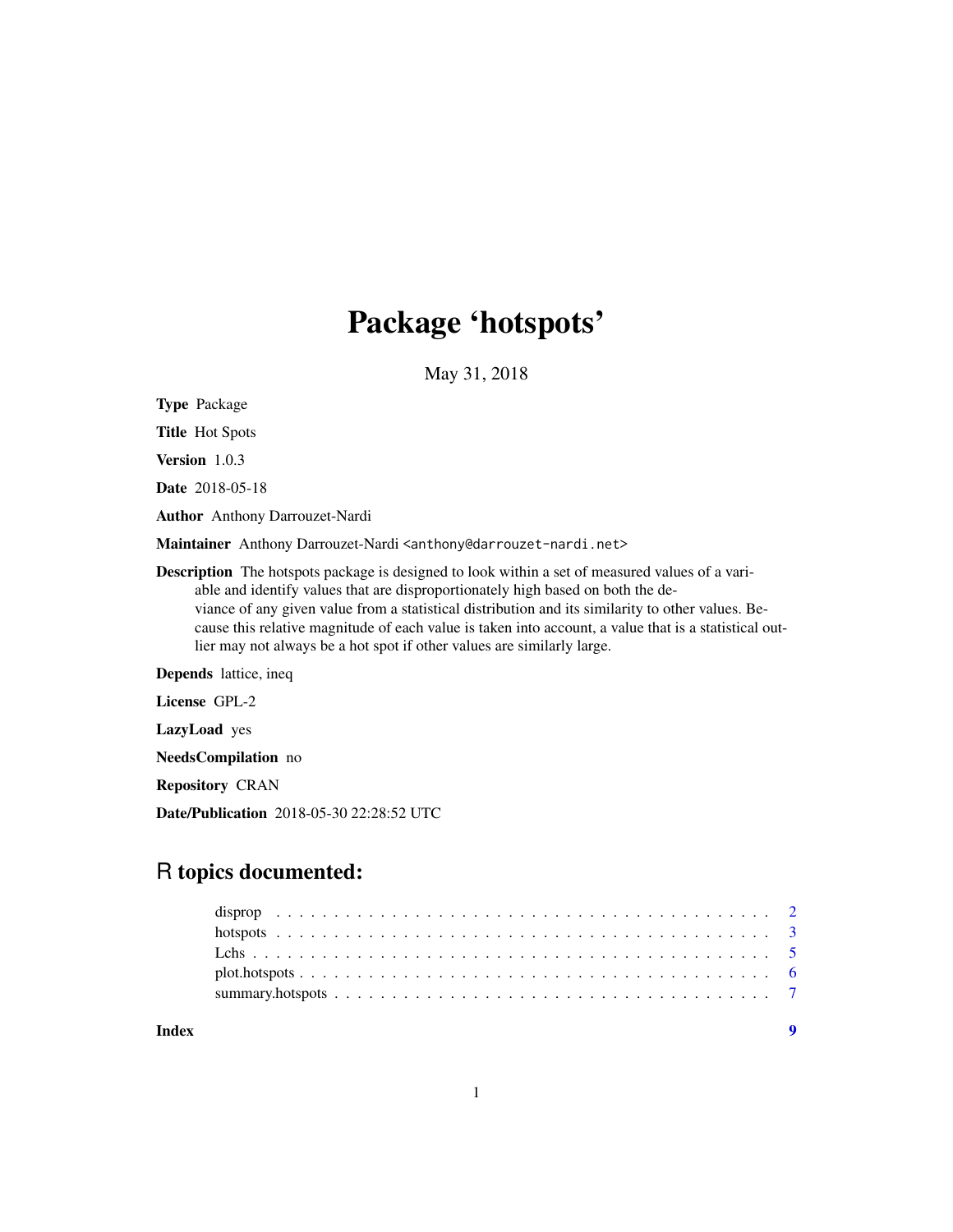# Package 'hotspots'

May 31, 2018

**Type** Package

**Title** Hot Spots

**Version** 1.0.3

**Date** 2018-05-18

**Author** Anthony Darrouzet-Nardi

**Maintainer** Anthony Darrouzet-Nardi <anthony@darrouzet-nardi.net>

**Description** The hotspots package is designed to look within a set of measured values of a variable and identify values that are disproportionately high based on both the deviance of any given value from a statistical distribution and its similarity to other values. Because this relative magnitude of each value is taken into account, a value that is a statistical outlier may not always be a hot spot if other values are similarly large.

**Depends** lattice, ineq

**License** GPL-2

**LazyLoad** yes

**NeedsCompilation** no

**Repository** CRAN

**Date/Publication** 2018-05-30 22:28:52 UTC

## R topics documented:

| | |
|---|---|
| disprop | 2 |
| hotspots | 3 |
| Lchs | 5 |
| plot.hotspots | 6 |
| summary.hotspots | 7 |
| **Index** | **9** |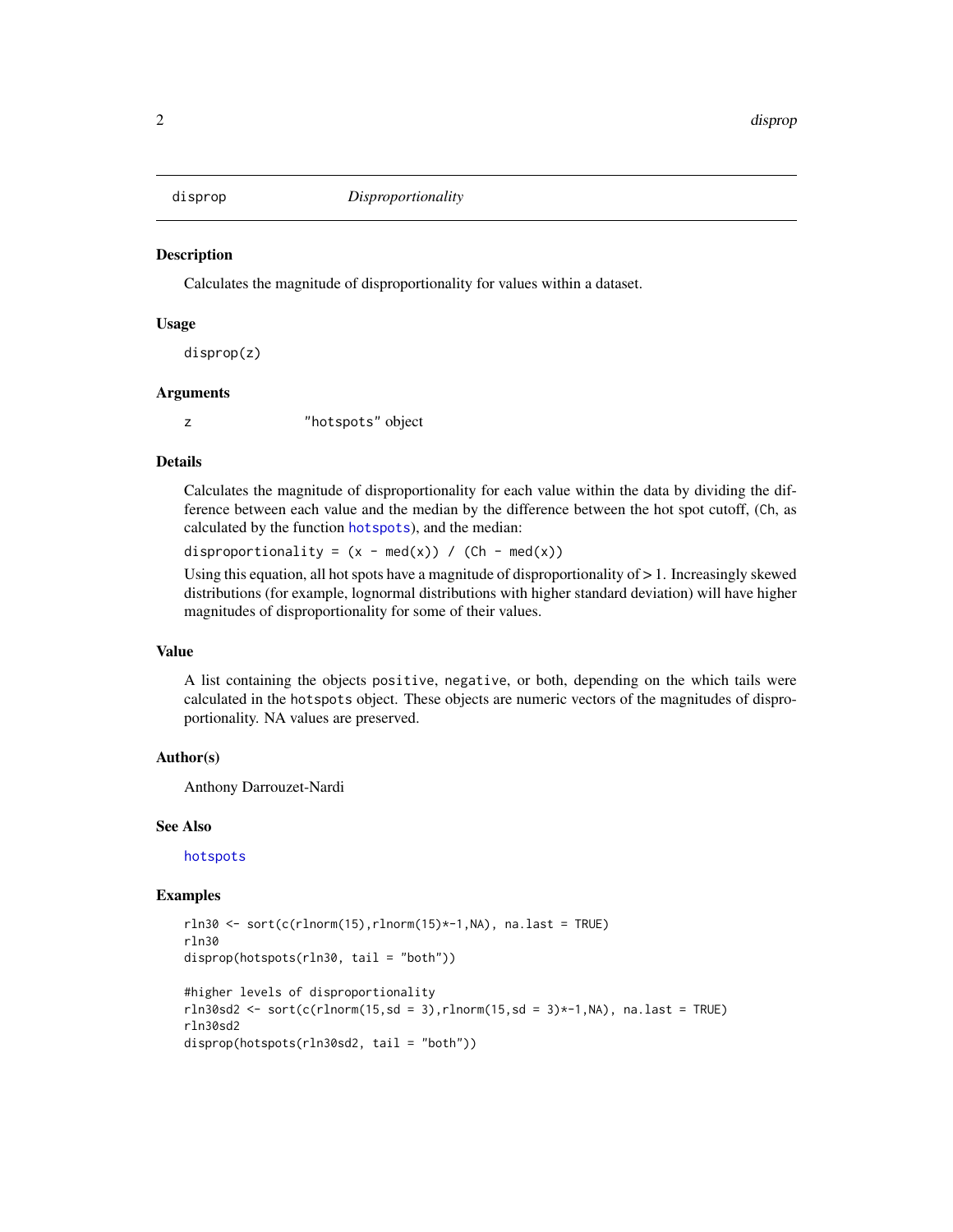# disprop — *Disproportionality*

## Description

Calculates the magnitude of disproportionality for values within a dataset.

## Usage

```
disprop(z)
```

## Arguments

| | |
|---|---|
| `z` | `"hotspots"` object |

## Details

Calculates the magnitude of disproportionality for each value within the data by dividing the difference between each value and the median by the difference between the hot spot cutoff, (`Ch`, as calculated by the function `hotspots`), and the median:

`disproportionality = (x - med(x)) / (Ch - med(x))`

Using this equation, all hot spots have a magnitude of disproportionality of $> 1$. Increasingly skewed distributions (for example, lognormal distributions with higher standard deviation) will have higher magnitudes of disproportionality for some of their values.

## Value

A list containing the objects `positive`, `negative`, or `both`, depending on the which tails were calculated in the `hotspots` object. These objects are numeric vectors of the magnitudes of disproportionality. NA values are preserved.

## Author(s)

Anthony Darrouzet-Nardi

## See Also

`hotspots`

## Examples

```
rln30 <- sort(c(rlnorm(15),rlnorm(15)*-1,NA), na.last = TRUE)
rln30
disprop(hotspots(rln30, tail = "both"))

#higher levels of disproportionality
rln30sd2 <- sort(c(rlnorm(15,sd = 3),rlnorm(15,sd = 3)*-1,NA), na.last = TRUE)
rln30sd2
disprop(hotspots(rln30sd2, tail = "both"))
```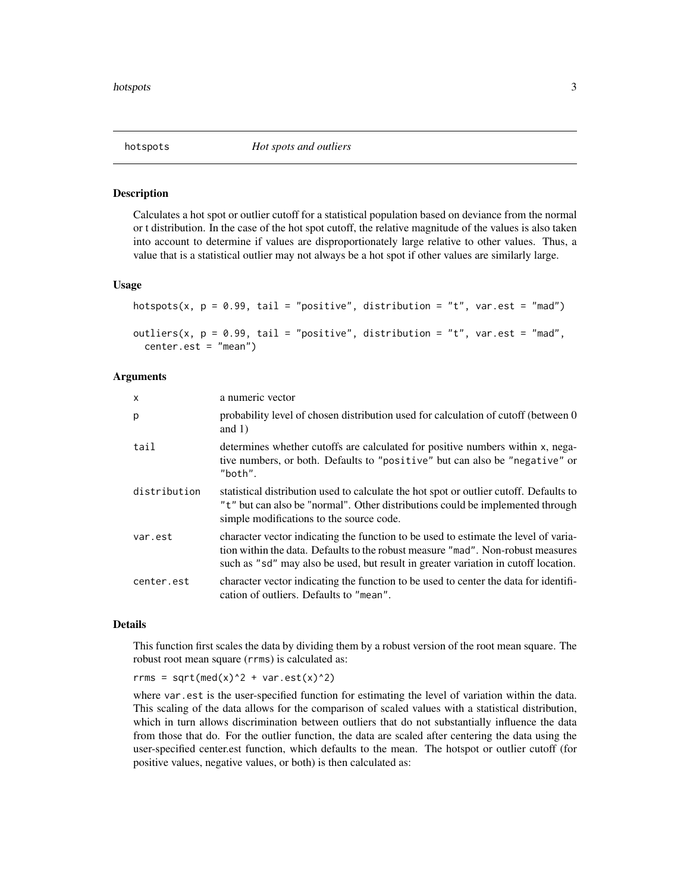## hotspots — *Hot spots and outliers*

### Description

Calculates a hot spot or outlier cutoff for a statistical population based on deviance from the normal or t distribution. In the case of the hot spot cutoff, the relative magnitude of the values is also taken into account to determine if values are disproportionately large relative to other values. Thus, a value that is a statistical outlier may not always be a hot spot if other values are similarly large.

### Usage

```
hotspots(x, p = 0.99, tail = "positive", distribution = "t", var.est = "mad")

outliers(x, p = 0.99, tail = "positive", distribution = "t", var.est = "mad",
  center.est = "mean")
```

### Arguments

| | |
|---|---|
| `x` | a numeric vector |
| `p` | probability level of chosen distribution used for calculation of cutoff (between 0 and 1) |
| `tail` | determines whether cutoffs are calculated for positive numbers within `x`, negative numbers, or both. Defaults to `"positive"` but can also be `"negative"` or `"both"`. |
| `distribution` | statistical distribution used to calculate the hot spot or outlier cutoff. Defaults to `"t"` but can also be "normal". Other distributions could be implemented through simple modifications to the source code. |
| `var.est` | character vector indicating the function to be used to estimate the level of variation within the data. Defaults to the robust measure `"mad"`. Non-robust measures such as `"sd"` may also be used, but result in greater variation in cutoff location. |
| `center.est` | character vector indicating the function to be used to center the data for identification of outliers. Defaults to `"mean"`. |

### Details

This function first scales the data by dividing them by a robust version of the root mean square. The robust root mean square (`rrms`) is calculated as:

`rrms = sqrt(med(x)^2 + var.est(x)^2)`

where `var.est` is the user-specified function for estimating the level of variation within the data. This scaling of the data allows for the comparison of scaled values with a statistical distribution, which in turn allows discrimination between outliers that do not substantially influence the data from those that do. For the outlier function, the data are scaled after centering the data using the user-specified center.est function, which defaults to the mean. The hotspot or outlier cutoff (for positive values, negative values, or both) is then calculated as: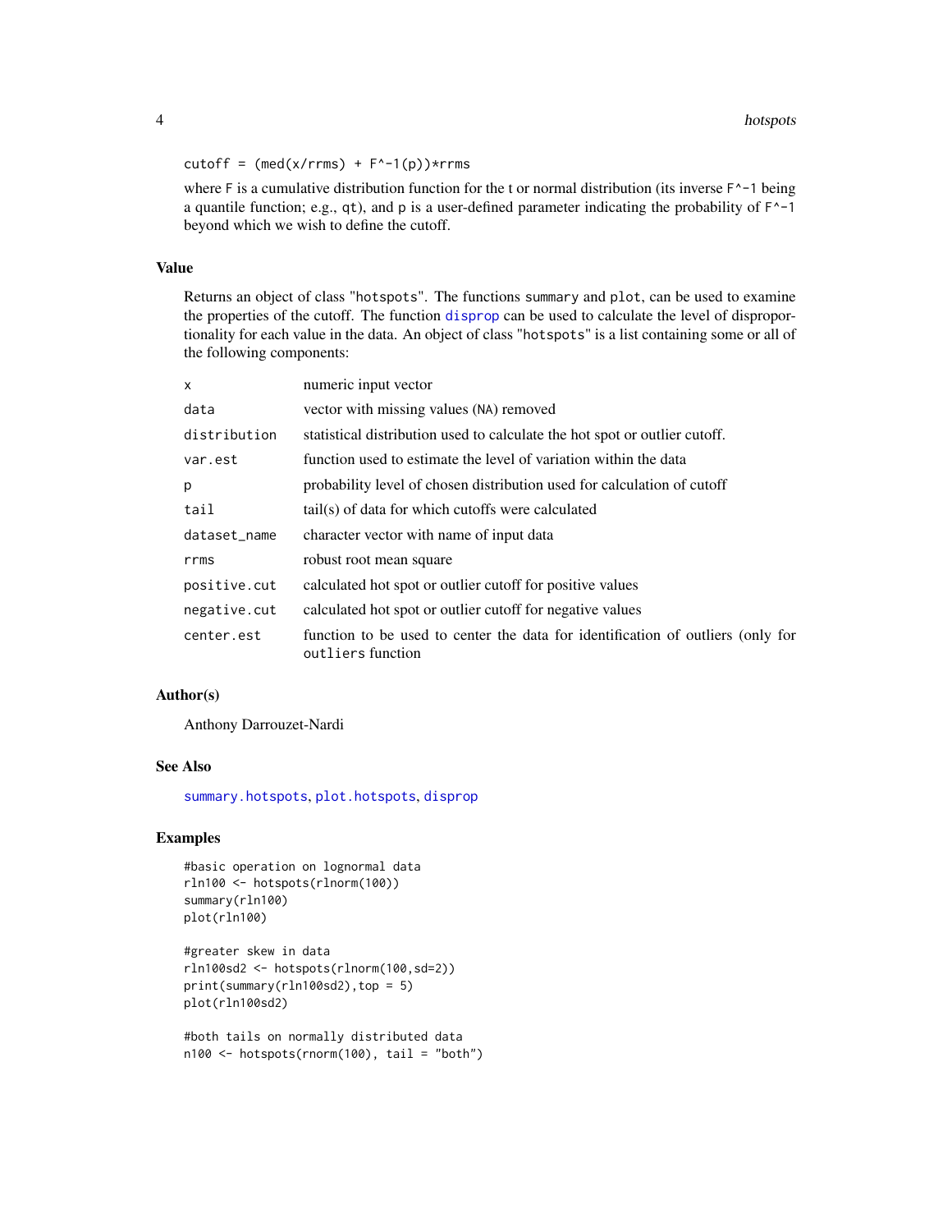```
cutoff = (med(x/rrms) + F^-1(p))*rrms
```

where F is a cumulative distribution function for the t or normal distribution (its inverse `F^-1` being a quantile function; e.g., `qt`), and p is a user-defined parameter indicating the probability of `F^-1` beyond which we wish to define the cutoff.

## Value

Returns an object of class "`hotspots`". The functions `summary` and `plot`, can be used to examine the properties of the cutoff. The function `disprop` can be used to calculate the level of disproportionality for each value in the data. An object of class "`hotspots`" is a list containing some or all of the following components:

| | |
|---|---|
| `x` | numeric input vector |
| `data` | vector with missing values (NA) removed |
| `distribution` | statistical distribution used to calculate the hot spot or outlier cutoff. |
| `var.est` | function used to estimate the level of variation within the data |
| `p` | probability level of chosen distribution used for calculation of cutoff |
| `tail` | tail(s) of data for which cutoffs were calculated |
| `dataset_name` | character vector with name of input data |
| `rrms` | robust root mean square |
| `positive.cut` | calculated hot spot or outlier cutoff for positive values |
| `negative.cut` | calculated hot spot or outlier cutoff for negative values |
| `center.est` | function to be used to center the data for identification of outliers (only for `outliers` function |

## Author(s)

Anthony Darrouzet-Nardi

## See Also

`summary.hotspots`, `plot.hotspots`, `disprop`

## Examples

```
#basic operation on lognormal data
rln100 <- hotspots(rlnorm(100))
summary(rln100)
plot(rln100)

#greater skew in data
rln100sd2 <- hotspots(rlnorm(100,sd=2))
print(summary(rln100sd2),top = 5)
plot(rln100sd2)

#both tails on normally distributed data
n100 <- hotspots(rnorm(100), tail = "both")
```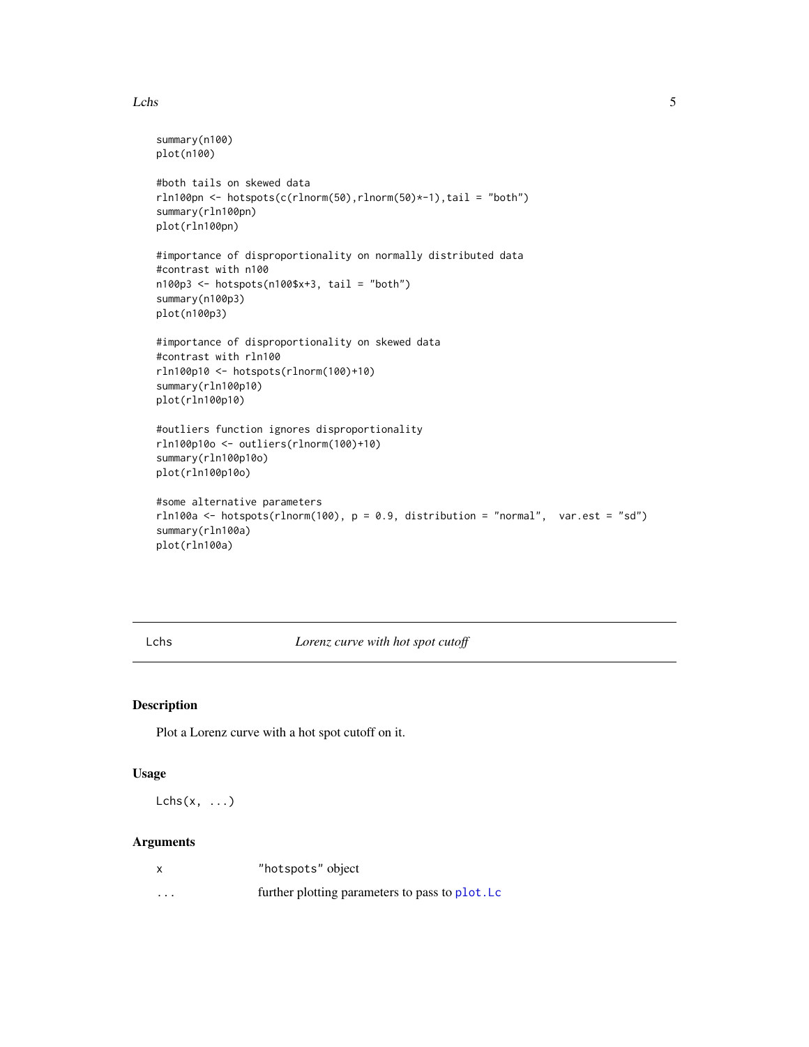```
summary(n100)
plot(n100)

#both tails on skewed data
rln100pn <- hotspots(c(rlnorm(50),rlnorm(50)*-1),tail = "both")
summary(rln100pn)
plot(rln100pn)

#importance of disproportionality on normally distributed data
#contrast with n100
n100p3 <- hotspots(n100$x+3, tail = "both")
summary(n100p3)
plot(n100p3)

#importance of disproportionality on skewed data
#contrast with rln100
rln100p10 <- hotspots(rlnorm(100)+10)
summary(rln100p10)
plot(rln100p10)

#outliers function ignores disproportionality
rln100p10o <- outliers(rlnorm(100)+10)
summary(rln100p10o)
plot(rln100p10o)

#some alternative parameters
rln100a <- hotspots(rlnorm(100), p = 0.9, distribution = "normal",  var.est = "sd")
summary(rln100a)
plot(rln100a)
```

## Lchs — *Lorenz curve with hot spot cutoff*

### Description

Plot a Lorenz curve with a hot spot cutoff on it.

### Usage

```
Lchs(x, ...)
```

### Arguments

| | |
|---|---|
| `x` | "hotspots" object |
| `...` | further plotting parameters to pass to `plot.Lc` |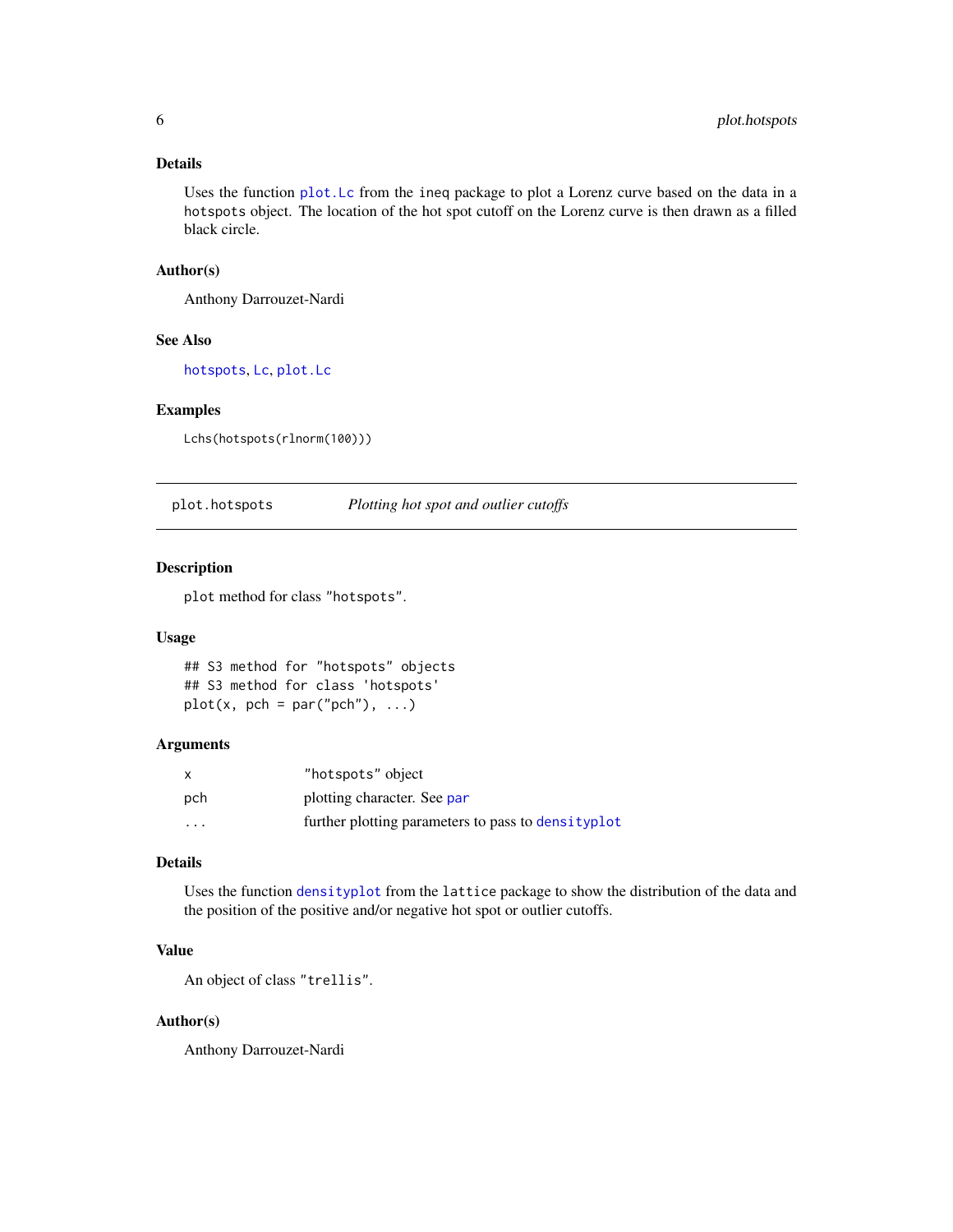### Details

Uses the function `plot.Lc` from the `ineq` package to plot a Lorenz curve based on the data in a `hotspots` object. The location of the hot spot cutoff on the Lorenz curve is then drawn as a filled black circle.

### Author(s)

Anthony Darrouzet-Nardi

### See Also

`hotspots`, `Lc`, `plot.Lc`

### Examples

```
Lchs(hotspots(rlnorm(100)))
```

---

## plot.hotspots — *Plotting hot spot and outlier cutoffs*

---

### Description

`plot` method for class `"hotspots"`.

### Usage

```
## S3 method for "hotspots" objects
## S3 method for class 'hotspots'
plot(x, pch = par("pch"), ...)
```

### Arguments

| | |
|---|---|
| `x` | `"hotspots"` object |
| `pch` | plotting character. See `par` |
| `...` | further plotting parameters to pass to `densityplot` |

### Details

Uses the function `densityplot` from the `lattice` package to show the distribution of the data and the position of the positive and/or negative hot spot or outlier cutoffs.

### Value

An object of class `"trellis"`.

### Author(s)

Anthony Darrouzet-Nardi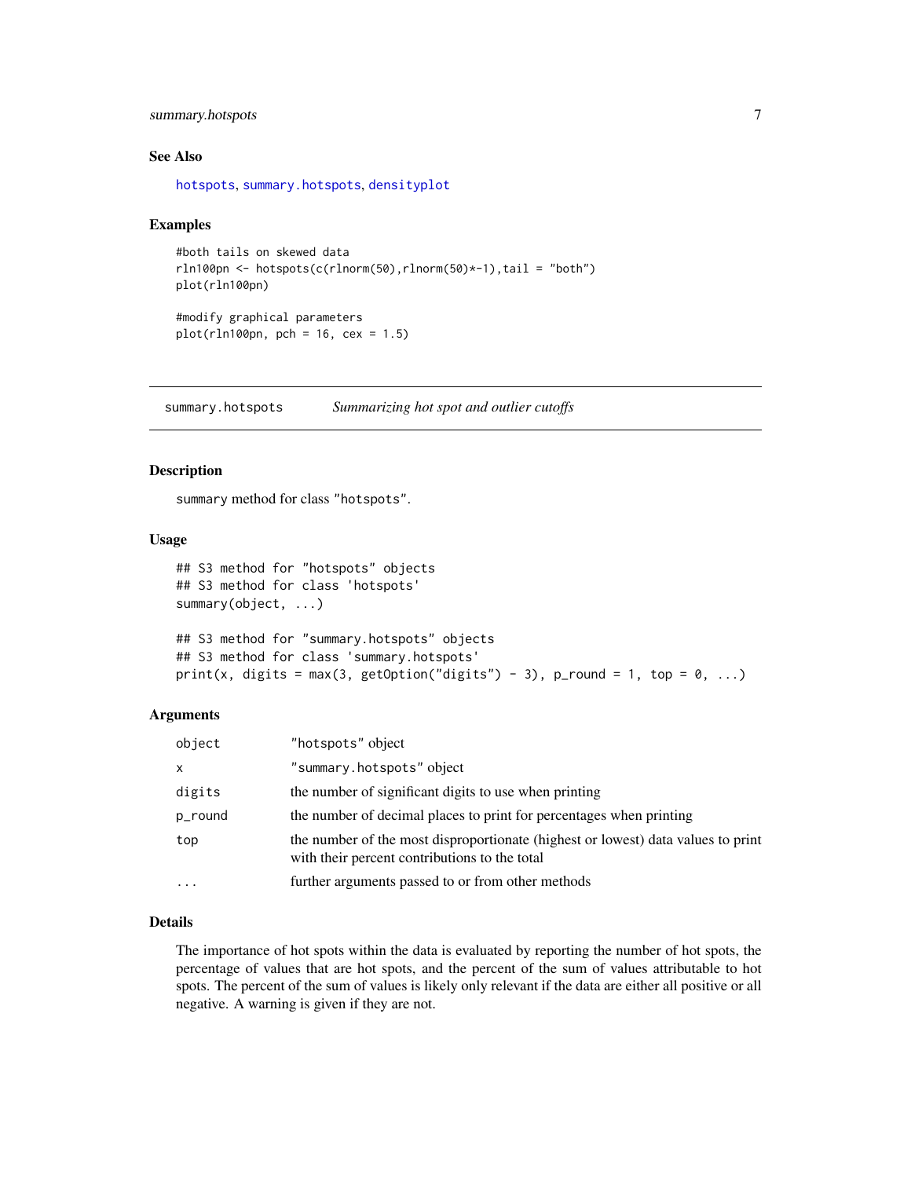### See Also

hotspots, summary.hotspots, densityplot

### Examples

```
#both tails on skewed data
rln100pn <- hotspots(c(rlnorm(50),rlnorm(50)*-1),tail = "both")
plot(rln100pn)

#modify graphical parameters
plot(rln100pn, pch = 16, cex = 1.5)
```

---

## summary.hotspots *Summarizing hot spot and outlier cutoffs*

### Description

summary method for class "hotspots".

### Usage

```
## S3 method for "hotspots" objects
## S3 method for class 'hotspots'
summary(object, ...)

## S3 method for "summary.hotspots" objects
## S3 method for class 'summary.hotspots'
print(x, digits = max(3, getOption("digits") - 3), p_round = 1, top = 0, ...)
```

### Arguments

| | |
|---|---|
| object | "hotspots" object |
| x | "summary.hotspots" object |
| digits | the number of significant digits to use when printing |
| p_round | the number of decimal places to print for percentages when printing |
| top | the number of the most disproportionate (highest or lowest) data values to print with their percent contributions to the total |
| ... | further arguments passed to or from other methods |

### Details

The importance of hot spots within the data is evaluated by reporting the number of hot spots, the percentage of values that are hot spots, and the percent of the sum of values attributable to hot spots. The percent of the sum of values is likely only relevant if the data are either all positive or all negative. A warning is given if they are not.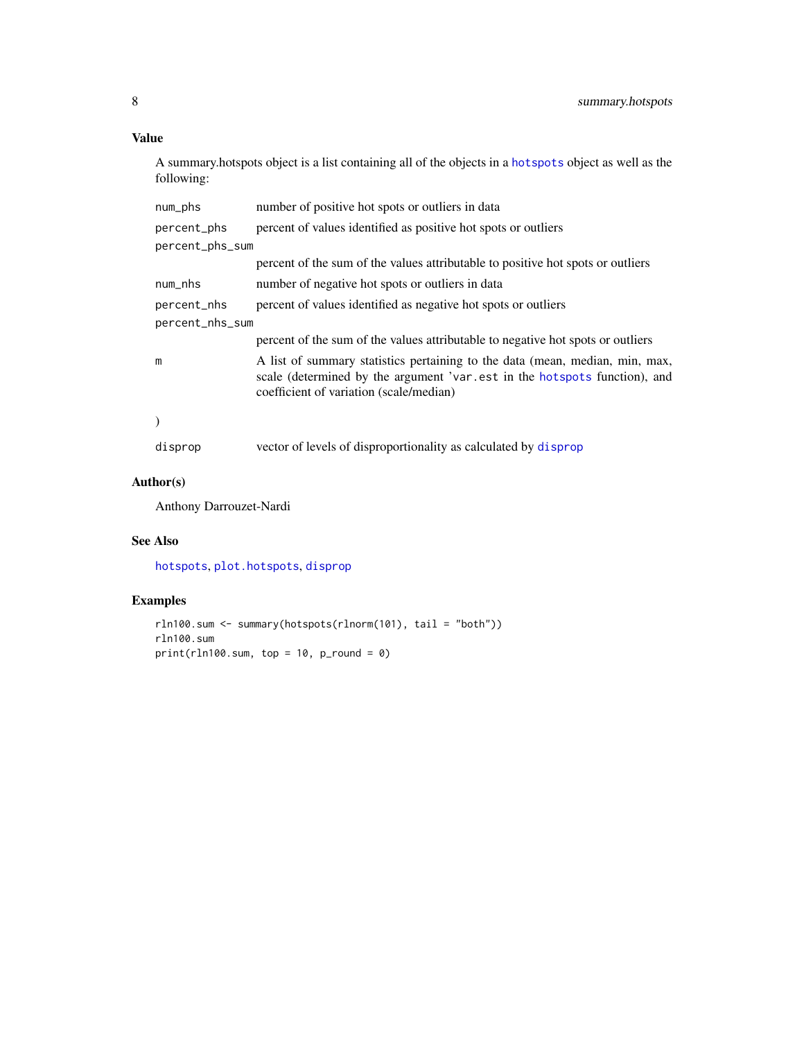## Value

A summary.hotspots object is a list containing all of the objects in a `hotspots` object as well as the following:

| | |
|---|---|
| `num_phs` | number of positive hot spots or outliers in data |
| `percent_phs` | percent of values identified as positive hot spots or outliers |
| `percent_phs_sum` | percent of the sum of the values attributable to positive hot spots or outliers |
| `num_nhs` | number of negative hot spots or outliers in data |
| `percent_nhs` | percent of values identified as negative hot spots or outliers |
| `percent_nhs_sum` | percent of the sum of the values attributable to negative hot spots or outliers |
| `m` | A list of summary statistics pertaining to the data (mean, median, min, max, scale (determined by the argument 'var.est in the `hotspots` function), and coefficient of variation (scale/median) |
| ) | |
| `disprop` | vector of levels of disproportionality as calculated by `disprop` |

## Author(s)

Anthony Darrouzet-Nardi

## See Also

`hotspots`, `plot.hotspots`, `disprop`

## Examples

```
rln100.sum <- summary(hotspots(rlnorm(101), tail = "both"))
rln100.sum
print(rln100.sum, top = 10, p_round = 0)
```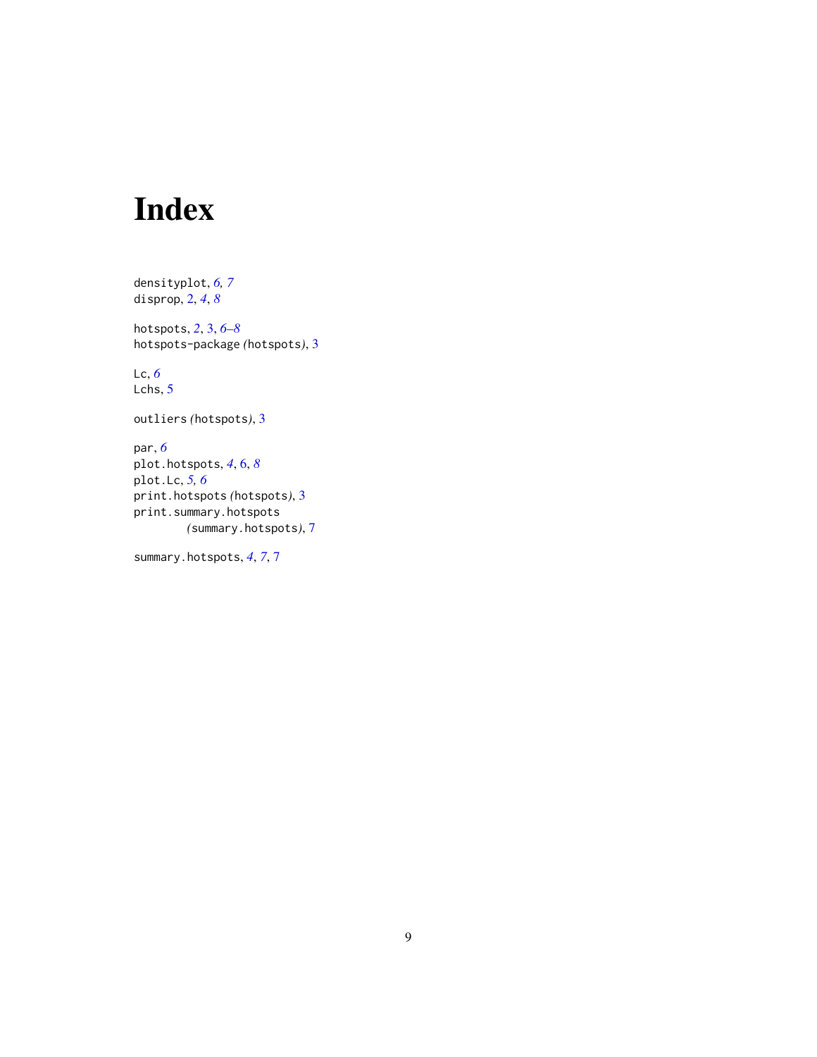# Index

densityplot, *6, 7*
disprop, 2, *4*, *8*

hotspots, *2*, 3, *6–8*
hotspots-package *(*hotspots*)*, 3

Lc, *6*
Lchs, 5

outliers *(*hotspots*)*, 3

par, *6*
plot.hotspots, *4*, 6, *8*
plot.Lc, *5, 6*
print.hotspots *(*hotspots*)*, 3
print.summary.hotspots
    *(*summary.hotspots*)*, 7

summary.hotspots, *4*, *7*, 7